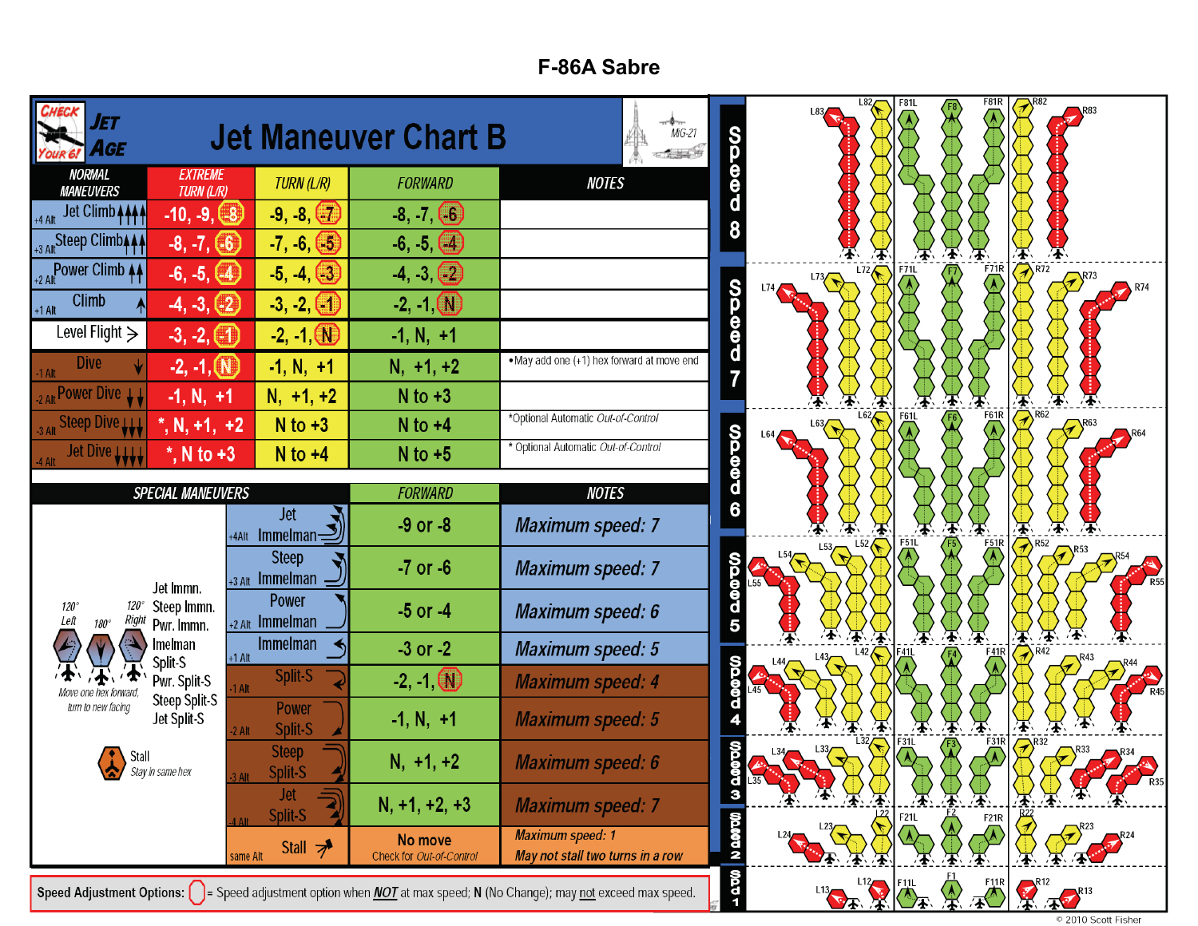# F-86A Sabre

## Jet Maneuver Chart B

CHECK YOUR 6! JET AGE

MiG-21

| NORMAL MANEUVERS | EXTREME TURN (L/R) | TURN (L/R) | FORWARD | NOTES |
|---|---|---|---|---|
| +4 Alt Jet Climb | -10, -9, (-8) | -9, -8, (-7) | -8, -7, (-6) | |
| +3 Alt Steep Climb | -8, -7, (-6) | -7, -6, (-5) | -6, -5, (-4) | |
| +2 Alt Power Climb | -6, -5, (-4) | -5, -4, (-3) | -4, -3, (-2) | |
| +1 Alt Climb | -4, -3, (-2) | -3, -2, (-1) | -2, -1, (N) | |
| Level Flight | -3, -2, (-1) | -2, -1, (N) | -1, N, +1 | |
| -1 Alt Dive | -2, -1, (N) | -1, N, +1 | N, +1, +2 | •May add one (+1) hex forward at move end |
| -2 Alt Power Dive | -1, N, +1 | N, +1, +2 | N to +3 | |
| -3 Alt Steep Dive | *, N, +1, +2 | N to +3 | N to +4 | *Optional Automatic *Out-of-Control* |
| -4 Alt Jet Dive | *, N to +3 | N to +4 | N to +5 | * Optional Automatic *Out-of-Control* |

| SPECIAL MANEUVERS | FORWARD | NOTES |
|---|---|---|
| +4 Alt Jet Immelman | -9 or -8 | *Maximum speed: 7* |
| +3 Alt Steep Immelman | -7 or -6 | *Maximum speed: 7* |
| +2 Alt Power Immelman | -5 or -4 | *Maximum speed: 6* |
| +1 Alt Immelman | -3 or -2 | *Maximum speed: 5* |
| -1 Alt Split-S | -2, -1, (N) | *Maximum speed: 4* |
| -2 Alt Power Split-S | -1, N, +1 | *Maximum speed: 5* |
| -3 Alt Steep Split-S | N, +1, +2 | *Maximum speed: 6* |
| -4 Alt Jet Split-S | N, +1, +2, +3 | *Maximum speed: 7* |
| same Alt Stall | No move<br>Check for *Out-of-Control* | *Maximum speed: 1*<br>*May not stall two turns in a row* |

Jet Immn., Steep Immn., Pwr. Immn., Imelman, Split-S, Pwr. Split-S, Steep Split-S, Jet Split-S

120° Left · 180° · 120° Right

*Move one hex forward, turn to new facing*

Stall — *Stay in same hex*

**Speed Adjustment Options:** ( ) = Speed adjustment option when ***NOT*** at max speed; **N** (No Change); may not exceed max speed.

Speed 8: L83, L82, F81L, F8, F81R, R82, R83
Speed 7: L74, L73, L72, F71L, F7, F71R, R72, R73, R74
Speed 6: L64, L63, L62, F61L, F6, F61R, R62, R63, R64
Speed 5: L55, L54, L53, L52, F51L, F5, F51R, R52, R53, R54, R55
Speed 4: L45, L44, L43, L42, F41L, F4, F41R, R42, R43, R44, R45
Speed 3: L35, L34, L33, L32, F31L, F3, F31R, R32, R33, R34, R35
Speed 2: L24, L23, L22, F21L, F2, F21R, R22, R23, R24
Speed 1: L13, L12, F11L, F1, F11R, R12, R13

© 2010 Scott Fisher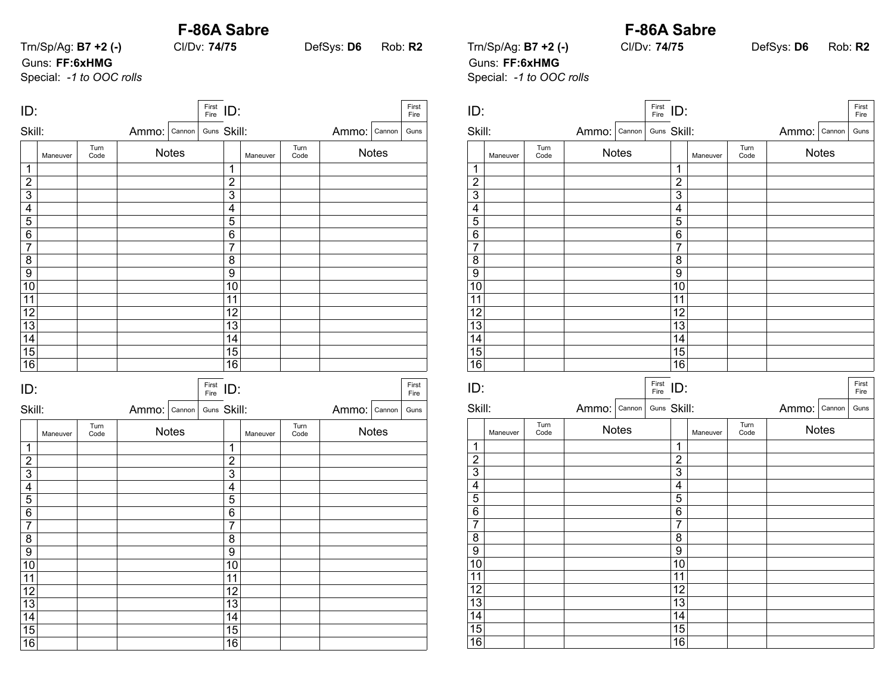# F-86A Sabre

Trn/Sp/Ag: **B7 +2 (-)** Cl/Dv: **74/75** DefSys: **D6** Rob: **R2**

Guns: **FF:6xHMG**

Special: *-1 to OOC rolls*

ID: First Fire

Skill: Ammo: Cannon Guns

| | Maneuver | Turn Code | Notes |
|---|---|---|---|
| 1 | | | |
| 2 | | | |
| 3 | | | |
| 4 | | | |
| 5 | | | |
| 6 | | | |
| 7 | | | |
| 8 | | | |
| 9 | | | |
| 10 | | | |
| 11 | | | |
| 12 | | | |
| 13 | | | |
| 14 | | | |
| 15 | | | |
| 16 | | | |

ID: First Fire

Skill: Ammo: Cannon Guns

| | Maneuver | Turn Code | Notes |
|---|---|---|---|
| 1 | | | |
| 2 | | | |
| 3 | | | |
| 4 | | | |
| 5 | | | |
| 6 | | | |
| 7 | | | |
| 8 | | | |
| 9 | | | |
| 10 | | | |
| 11 | | | |
| 12 | | | |
| 13 | | | |
| 14 | | | |
| 15 | | | |
| 16 | | | |

ID: First Fire

Skill: Ammo: Cannon Guns

| | Maneuver | Turn Code | Notes |
|---|---|---|---|
| 1 | | | |
| 2 | | | |
| 3 | | | |
| 4 | | | |
| 5 | | | |
| 6 | | | |
| 7 | | | |
| 8 | | | |
| 9 | | | |
| 10 | | | |
| 11 | | | |
| 12 | | | |
| 13 | | | |
| 14 | | | |
| 15 | | | |
| 16 | | | |

ID: First Fire

Skill: Ammo: Cannon Guns

| | Maneuver | Turn Code | Notes |
|---|---|---|---|
| 1 | | | |
| 2 | | | |
| 3 | | | |
| 4 | | | |
| 5 | | | |
| 6 | | | |
| 7 | | | |
| 8 | | | |
| 9 | | | |
| 10 | | | |
| 11 | | | |
| 12 | | | |
| 13 | | | |
| 14 | | | |
| 15 | | | |
| 16 | | | |

# F-86A Sabre

Trn/Sp/Ag: **B7 +2 (-)** Cl/Dv: **74/75** DefSys: **D6** Rob: **R2**

Guns: **FF:6xHMG**

Special: *-1 to OOC rolls*

ID: First Fire

Skill: Ammo: Cannon Guns

| | Maneuver | Turn Code | Notes |
|---|---|---|---|
| 1 | | | |
| 2 | | | |
| 3 | | | |
| 4 | | | |
| 5 | | | |
| 6 | | | |
| 7 | | | |
| 8 | | | |
| 9 | | | |
| 10 | | | |
| 11 | | | |
| 12 | | | |
| 13 | | | |
| 14 | | | |
| 15 | | | |
| 16 | | | |

ID: First Fire

Skill: Ammo: Cannon Guns

| | Maneuver | Turn Code | Notes |
|---|---|---|---|
| 1 | | | |
| 2 | | | |
| 3 | | | |
| 4 | | | |
| 5 | | | |
| 6 | | | |
| 7 | | | |
| 8 | | | |
| 9 | | | |
| 10 | | | |
| 11 | | | |
| 12 | | | |
| 13 | | | |
| 14 | | | |
| 15 | | | |
| 16 | | | |

ID: First Fire

Skill: Ammo: Cannon Guns

| | Maneuver | Turn Code | Notes |
|---|---|---|---|
| 1 | | | |
| 2 | | | |
| 3 | | | |
| 4 | | | |
| 5 | | | |
| 6 | | | |
| 7 | | | |
| 8 | | | |
| 9 | | | |
| 10 | | | |
| 11 | | | |
| 12 | | | |
| 13 | | | |
| 14 | | | |
| 15 | | | |
| 16 | | | |

ID: First Fire

Skill: Ammo: Cannon Guns

| | Maneuver | Turn Code | Notes |
|---|---|---|---|
| 1 | | | |
| 2 | | | |
| 3 | | | |
| 4 | | | |
| 5 | | | |
| 6 | | | |
| 7 | | | |
| 8 | | | |
| 9 | | | |
| 10 | | | |
| 11 | | | |
| 12 | | | |
| 13 | | | |
| 14 | | | |
| 15 | | | |
| 16 | | | |